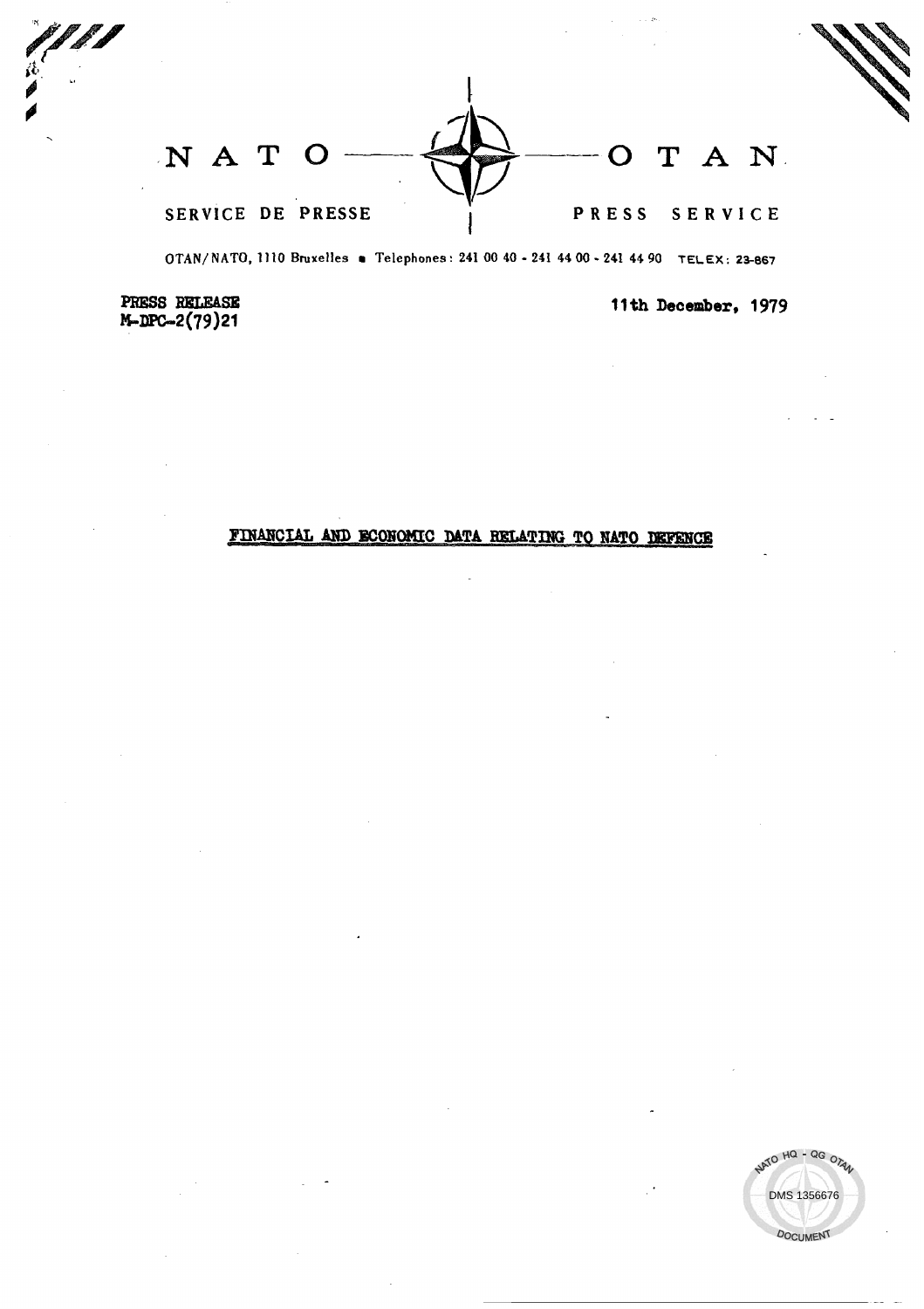# NATO — OTAN

SERVICE DE PRESSE — PRESS SERVICE

OTAN/NATO, 1110 Bruxelles • Telephones: 241 00 40 - 241 44 00 - 241 44 90 TELEX: 23-867

**PRESS RELEASE**
**M-DPC-2(79)21**

**11th December, 1979**

## FINANCIAL AND ECONOMIC DATA RELATING TO NATO DEFENCE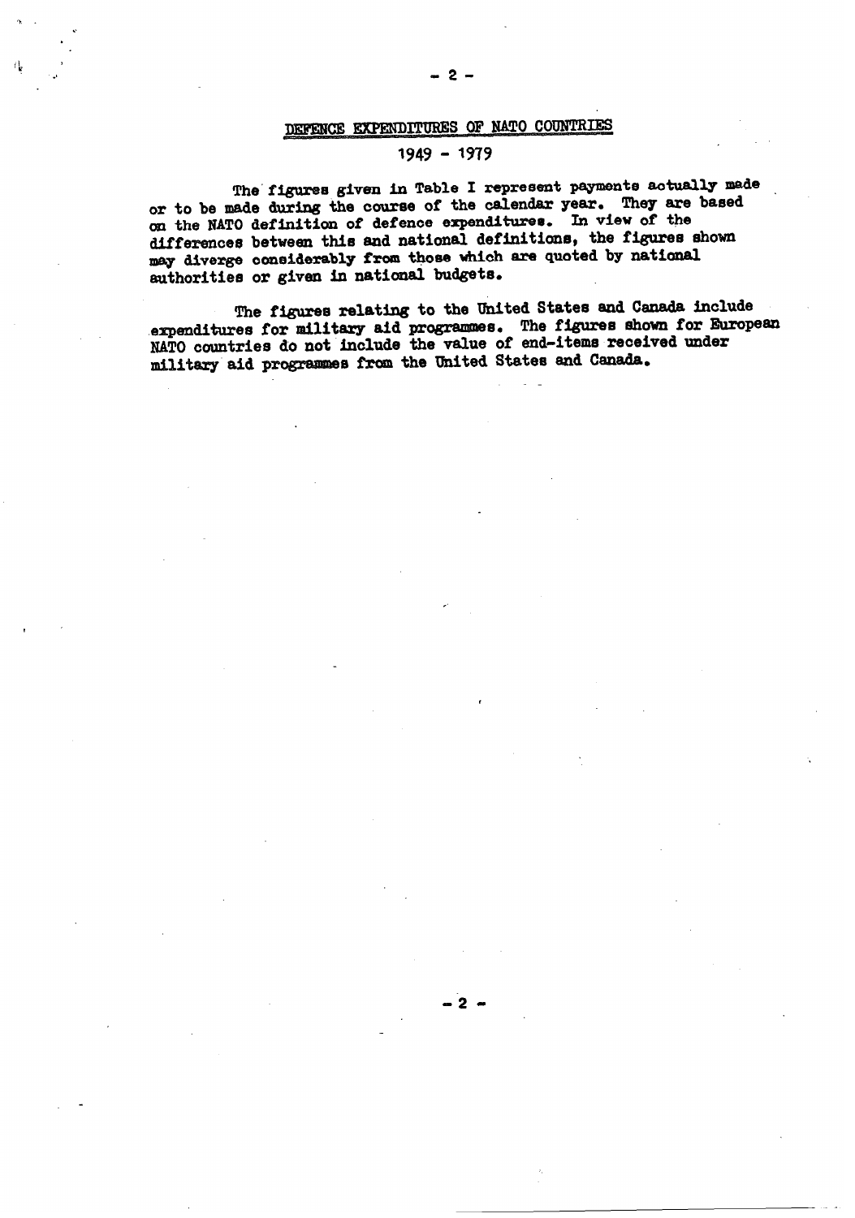## DEFENCE EXPENDITURES OF NATO COUNTRIES

### 1949 - 1979

The figures given in Table I represent payments actually made or to be made during the course of the calendar year. They are based on the NATO definition of defence expenditures. In view of the differences between this and national definitions, the figures shown may diverge considerably from those which are quoted by national authorities or given in national budgets.

The figures relating to the United States and Canada include expenditures for military aid programmes. The figures shown for European NATO countries do not include the value of end-items received under military aid programmes from the United States and Canada.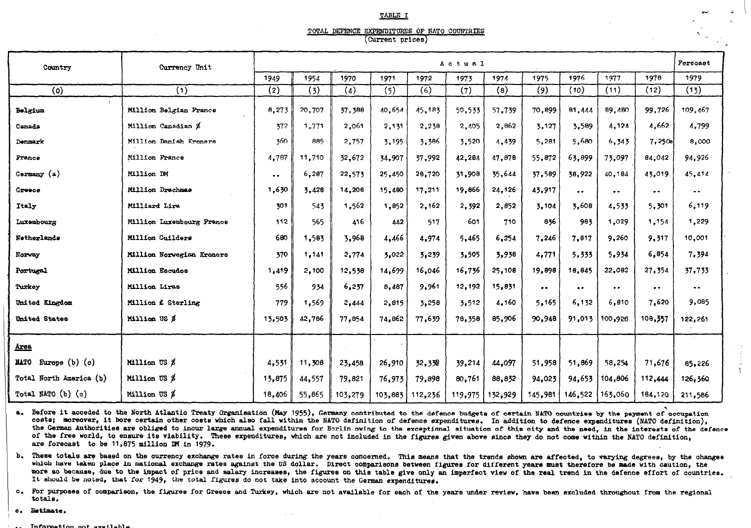TABLE I

TOTAL DEFENCE EXPENDITURES OF NATO COUNTRIES
(Current prices)

| Country | Currency Unit | Actual | | | | | | | | | | | Forecast |
|---|---|---|---|---|---|---|---|---|---|---|---|---|---|
| | | 1949 | 1954 | 1970 | 1971 | 1972 | 1973 | 1974 | 1975 | 1976 | 1977 | 1978 | 1979 |
| (0) | (1) | (2) | (3) | (4) | (5) | (6) | (7) | (8) | (9) | (10) | (11) | (12) | (13) |
| Belgium | Million Belgian Francs | 8,273 | 20,707 | 37,388 | 40,654 | 45,183 | 50,533 | 57,739 | 70,899 | 81,444 | 89,480 | 99,726 | 109,467 |
| Canada | Million Canadian $ | 372 | 1,771 | 2,061 | 2,131 | 2,238 | 2,405 | 2,862 | 3,127 | 3,589 | 4,124 | 4,662 | 4,799 |
| Denmark | Million Danish Kroners | 360 | 885 | 2,757 | 3,195 | 3,386 | 3,520 | 4,439 | 5,281 | 5,680 | 6,343 | 7,250e | 8,000 |
| France | Million Francs | 4,787 | 11,710 | 32,672 | 34,907 | 37,992 | 42,284 | 47,878 | 55,872 | 63,899 | 73,097 | 84,042 | 94,926 |
| Germany (a) | Million DM | .. | 6,287 | 22,573 | 25,450 | 28,720 | 31,908 | 35,644 | 37,589 | 38,922 | 40,184 | 43,019 | 45,414 |
| Greece | Million Drachmae | 1,630 | 3,428 | 14,208 | 15,480 | 17,211 | 19,866 | 24,126 | 43,917 | .. | .. | .. | .. |
| Italy | Milliard Lira | 301 | 543 | 1,562 | 1,852 | 2,162 | 2,392 | 2,852 | 3,104 | 3,608 | 4,533 | 5,301 | 6,119 |
| Luxembourg | Million Luxembourg Francs | 112 | 565 | 416 | 442 | 517 | 601 | 710 | 836 | 983 | 1,029 | 1,154 | 1,229 |
| Netherlands | Million Guilders | 680 | 1,583 | 3,968 | 4,466 | 4,974 | 5,465 | 6,254 | 7,246 | 7,817 | 9,260 | 9,317 | 10,001 |
| Norway | Million Norwegian Kroners | 370 | 1,141 | 2,774 | 3,022 | 3,239 | 3,505 | 3,938 | 4,771 | 5,333 | 5,934 | 6,854 | 7,394 |
| Portugal | Million Escudos | 1,419 | 2,100 | 12,538 | 14,699 | 16,046 | 16,736 | 25,108 | 19,898 | 18,845 | 22,082 | 27,354 | 37,733 |
| Turkey | Million Liras | 556 | 934 | 6,237 | 8,487 | 9,961 | 12,192 | 15,831 | .. | .. | .. | .. | .. |
| United Kingdom | Million £ Sterling | 779 | 1,569 | 2,444 | 2,815 | 3,258 | 3,512 | 4,160 | 5,165 | 6,132 | 6,810 | 7,620 | 9,085 |
| United States | Million US $ | 13,503 | 42,786 | 77,854 | 74,862 | 77,639 | 78,358 | 85,906 | 90,948 | 91,013 | 100,928 | 108,357 | 122,261 |
| **Area** | | | | | | | | | | | | | |
| NATO Europe (b) (c) | Million US $ | 4,531 | 11,308 | 23,458 | 26,910 | 32,338 | 39,214 | 44,097 | 51,958 | 51,869 | 58,254 | 71,676 | 85,226 |
| Total North America (b) | Million US $ | 13,875 | 44,557 | 79,821 | 76,973 | 79,898 | 80,761 | 88,832 | 94,023 | 94,653 | 104,806 | 112,444 | 126,360 |
| Total NATO (b) (c) | Million US $ | 18,406 | 55,865 | 103,279 | 103,883 | 112,236 | 119,975 | 132,929 | 145,981 | 146,522 | 163,060 | 184,120 | 211,586 |

a. Before it acceded to the North Atlantic Treaty Organisation (May 1955), Germany contributed to the defence budgets of certain NATO countries by the payment of occupation costs; moreover, it bore certain other costs which also fall within the NATO definition of defence expenditures. In addition to defence expenditures (NATO definition), the German Authorities are obliged to incur large annual expenditures for Berlin owing to the exceptional situation of this city and the need, in the interests of the defence of the free world, to ensure its viability. These expenditures, which are not included in the figures given above since they do not come within the NATO definition, are forecast to be 11,875 million DM in 1979.

b. These totals are based on the currency exchange rates in force during the years concerned. This means that the trends shown are affected, to varying degrees, by the changes which have taken place in national exchange rates against the US dollar. Direct comparisons between figures for different years must therefore be made with caution, the more so because, due to the impact of price and salary increases, the figures on this table give only an imperfect view of the real trend in the defence effort of countries. It should be noted, that for 1949, the total figures do not take into account the German expenditures.

c. For purposes of comparison, the figures for Greece and Turkey, which are not available for each of the years under review, have been excluded throughout from the regional totals.

e. Estimate.

.. Information not available.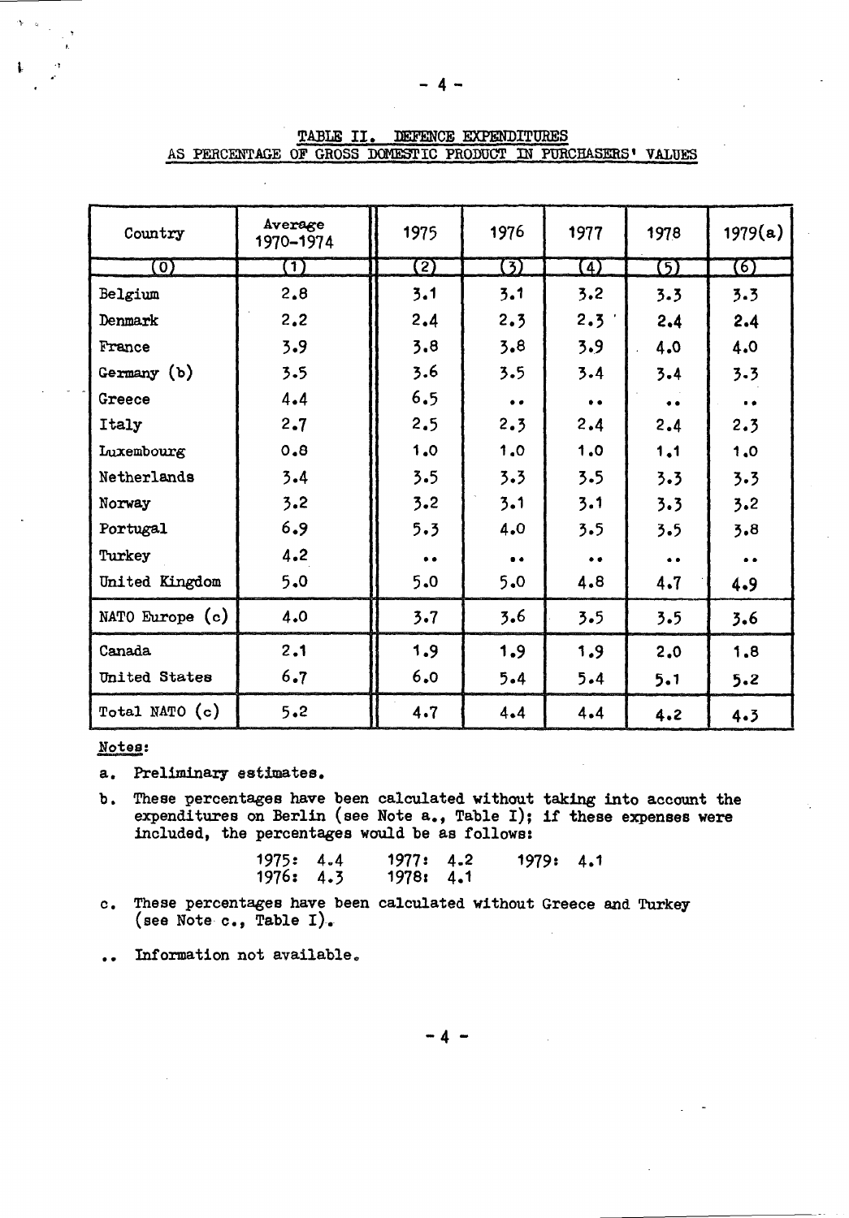## TABLE II. DEFENCE EXPENDITURES AS PERCENTAGE OF GROSS DOMESTIC PRODUCT IN PURCHASERS' VALUES

| Country | Average 1970-1974 | 1975 | 1976 | 1977 | 1978 | 1979(a) |
|---|---|---|---|---|---|---|
| (0) | (1) | (2) | (3) | (4) | (5) | (6) |
| Belgium | 2.8 | 3.1 | 3.1 | 3.2 | 3.3 | 3.3 |
| Denmark | 2.2 | 2.4 | 2.3 | 2.3 | 2.4 | 2.4 |
| France | 3.9 | 3.8 | 3.8 | 3.9 | 4.0 | 4.0 |
| Germany (b) | 3.5 | 3.6 | 3.5 | 3.4 | 3.4 | 3.3 |
| Greece | 4.4 | 6.5 | .. | .. | .. | .. |
| Italy | 2.7 | 2.5 | 2.3 | 2.4 | 2.4 | 2.3 |
| Luxembourg | 0.8 | 1.0 | 1.0 | 1.0 | 1.1 | 1.0 |
| Netherlands | 3.4 | 3.5 | 3.3 | 3.5 | 3.3 | 3.3 |
| Norway | 3.2 | 3.2 | 3.1 | 3.1 | 3.3 | 3.2 |
| Portugal | 6.9 | 5.3 | 4.0 | 3.5 | 3.5 | 3.8 |
| Turkey | 4.2 | .. | .. | .. | .. | .. |
| United Kingdom | 5.0 | 5.0 | 5.0 | 4.8 | 4.7 | 4.9 |
| NATO Europe (c) | 4.0 | 3.7 | 3.6 | 3.5 | 3.5 | 3.6 |
| Canada | 2.1 | 1.9 | 1.9 | 1.9 | 2.0 | 1.8 |
| United States | 6.7 | 6.0 | 5.4 | 5.4 | 5.1 | 5.2 |
| Total NATO (c) | 5.2 | 4.7 | 4.4 | 4.4 | 4.2 | 4.3 |

**Notes:**

a. Preliminary estimates.

b. These percentages have been calculated without taking into account the expenditures on Berlin (see Note a., Table I); if these expenses were included, the percentages would be as follows:

1975: 4.4 &nbsp;&nbsp; 1977: 4.2 &nbsp;&nbsp; 1979: 4.1
1976: 4.3 &nbsp;&nbsp; 1978: 4.1

c. These percentages have been calculated without Greece and Turkey (see Note c., Table I).

.. Information not available.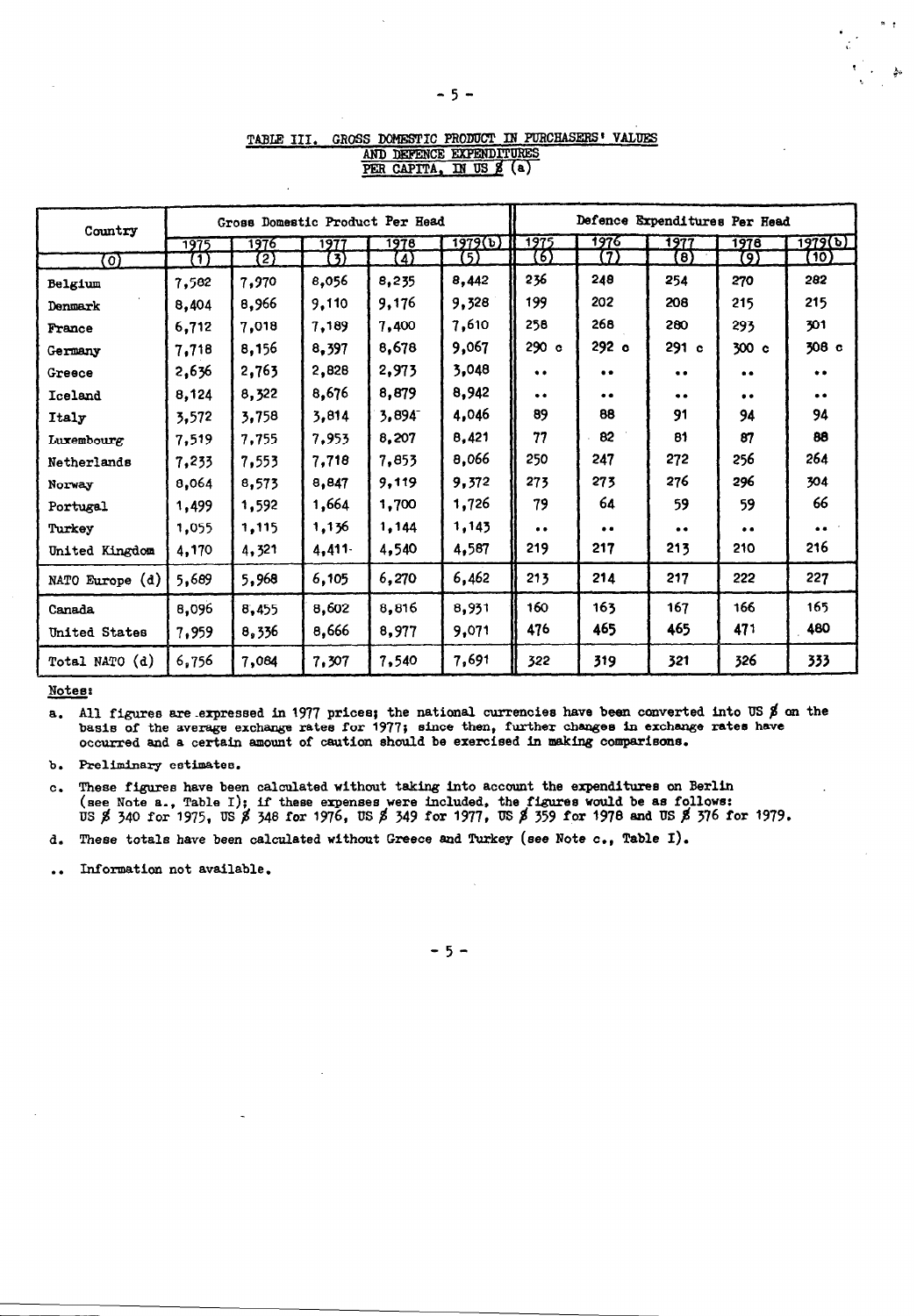## TABLE III. GROSS DOMESTIC PRODUCT IN PURCHASERS' VALUES AND DEFENCE EXPENDITURES PER CAPITA, IN US $ (a)

| Country | Gross Domestic Product Per Head | | | | | Defence Expenditures Per Head | | | | |
|---|---|---|---|---|---|---|---|---|---|---|
| | 1975 | 1976 | 1977 | 1978 | 1979(b) | 1975 | 1976 | 1977 | 1978 | 1979(b) |
| (0) | (1) | (2) | (3) | (4) | (5) | (6) | (7) | (8) | (9) | (10) |
| Belgium | 7,582 | 7,970 | 8,056 | 8,235 | 8,442 | 236 | 248 | 254 | 270 | 282 |
| Denmark | 8,404 | 8,966 | 9,110 | 9,176 | 9,328 | 199 | 202 | 208 | 215 | 215 |
| France | 6,712 | 7,018 | 7,189 | 7,400 | 7,610 | 258 | 268 | 280 | 293 | 301 |
| Germany | 7,718 | 8,156 | 8,397 | 8,678 | 9,067 | 290 c | 292 c | 291 c | 300 c | 308 c |
| Greece | 2,636 | 2,763 | 2,828 | 2,973 | 3,048 | .. | .. | .. | .. | .. |
| Iceland | 8,124 | 8,322 | 8,676 | 8,879 | 8,942 | .. | .. | .. | .. | .. |
| Italy | 3,572 | 3,758 | 3,814 | 3,894 | 4,046 | 89 | 88 | 91 | 94 | 94 |
| Luxembourg | 7,519 | 7,755 | 7,953 | 8,207 | 8,421 | 77 | 82 | 81 | 87 | 88 |
| Netherlands | 7,233 | 7,553 | 7,718 | 7,853 | 8,066 | 250 | 247 | 272 | 256 | 264 |
| Norway | 8,064 | 8,573 | 8,847 | 9,119 | 9,372 | 273 | 273 | 276 | 296 | 304 |
| Portugal | 1,499 | 1,592 | 1,664 | 1,700 | 1,726 | 79 | 64 | 59 | 59 | 66 |
| Turkey | 1,055 | 1,115 | 1,136 | 1,144 | 1,143 | .. | .. | .. | .. | .. |
| United Kingdom | 4,170 | 4,321 | 4,411 | 4,540 | 4,587 | 219 | 217 | 213 | 210 | 216 |
| NATO Europe (d) | 5,689 | 5,968 | 6,105 | 6,270 | 6,462 | 213 | 214 | 217 | 222 | 227 |
| Canada | 8,096 | 8,455 | 8,602 | 8,816 | 8,931 | 160 | 163 | 167 | 166 | 165 |
| United States | 7,959 | 8,336 | 8,666 | 8,977 | 9,071 | 476 | 465 | 465 | 471 | 480 |
| Total NATO (d) | 6,756 | 7,084 | 7,307 | 7,540 | 7,691 | 322 | 319 | 321 | 326 | 333 |

**Notes:**

a. All figures are expressed in 1977 prices; the national currencies have been converted into US $ on the basis of the average exchange rates for 1977; since then, further changes in exchange rates have occurred and a certain amount of caution should be exercised in making comparisons.

b. Preliminary estimates.

c. These figures have been calculated without taking into account the expenditures on Berlin (see Note a., Table I); if these expenses were included, the figures would be as follows: US $ 340 for 1975, US $ 348 for 1976, US $ 349 for 1977, US $ 359 for 1978 and US $ 376 for 1979.

d. These totals have been calculated without Greece and Turkey (see Note c., Table I).

.. Information not available.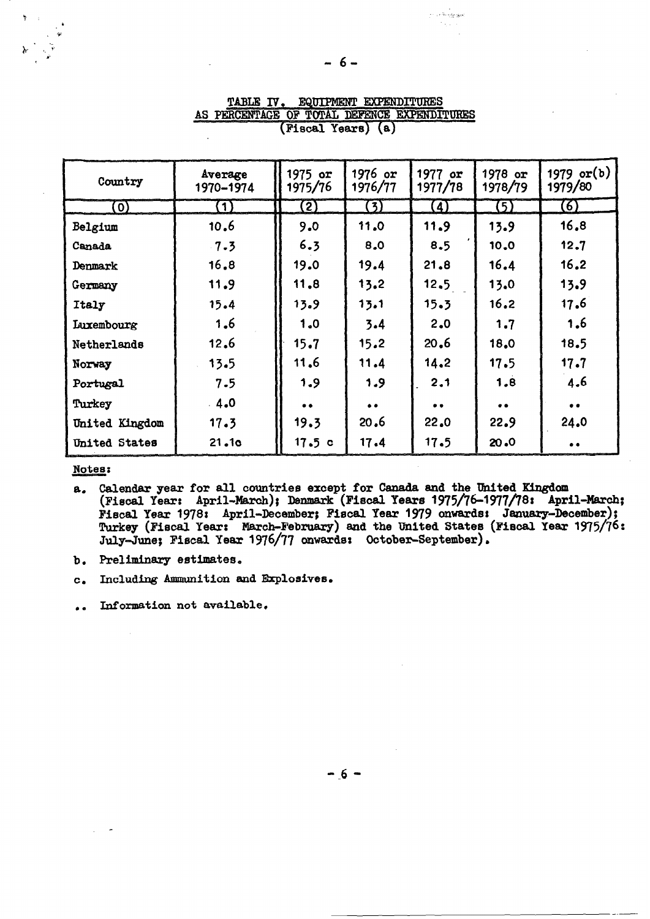## TABLE IV. EQUIPMENT EXPENDITURES AS PERCENTAGE OF TOTAL DEFENCE EXPENDITURES (Fiscal Years) (a)

| Country | Average 1970-1974 | 1975 or 1975/76 | 1976 or 1976/77 | 1977 or 1977/78 | 1978 or 1978/79 | 1979 or(b) 1979/80 |
|---|---|---|---|---|---|---|
| (0) | (1) | (2) | (3) | (4) | (5) | (6) |
| Belgium | 10.6 | 9.0 | 11.0 | 11.9 | 13.9 | 16.8 |
| Canada | 7.3 | 6.3 | 8.0 | 8.5 | 10.0 | 12.7 |
| Denmark | 16.8 | 19.0 | 19.4 | 21.8 | 16.4 | 16.2 |
| Germany | 11.9 | 11.8 | 13.2 | 12.5 | 13.0 | 13.9 |
| Italy | 15.4 | 13.9 | 13.1 | 15.3 | 16.2 | 17.6 |
| Luxembourg | 1.6 | 1.0 | 3.4 | 2.0 | 1.7 | 1.6 |
| Netherlands | 12.6 | 15.7 | 15.2 | 20.6 | 18.0 | 18.5 |
| Norway | 13.5 | 11.6 | 11.4 | 14.2 | 17.5 | 17.7 |
| Portugal | 7.5 | 1.9 | 1.9 | 2.1 | 1.8 | 4.6 |
| Turkey | 4.0 | .. | .. | .. | .. | .. |
| United Kingdom | 17.3 | 19.3 | 20.6 | 22.0 | 22.9 | 24.0 |
| United States | 21.1c | 17.5 c | 17.4 | 17.5 | 20.0 | .. |

**Notes:**

a. Calendar year for all countries except for Canada and the United Kingdom (Fiscal Year: April-March); Denmark (Fiscal Years 1975/76-1977/78: April-March; Fiscal Year 1978: April-December; Fiscal Year 1979 onwards: January-December); Turkey (Fiscal Year: March-February) and the United States (Fiscal Year 1975/76: July-June; Fiscal Year 1976/77 onwards: October-September).

b. Preliminary estimates.

c. Including Ammunition and Explosives.

.. Information not available.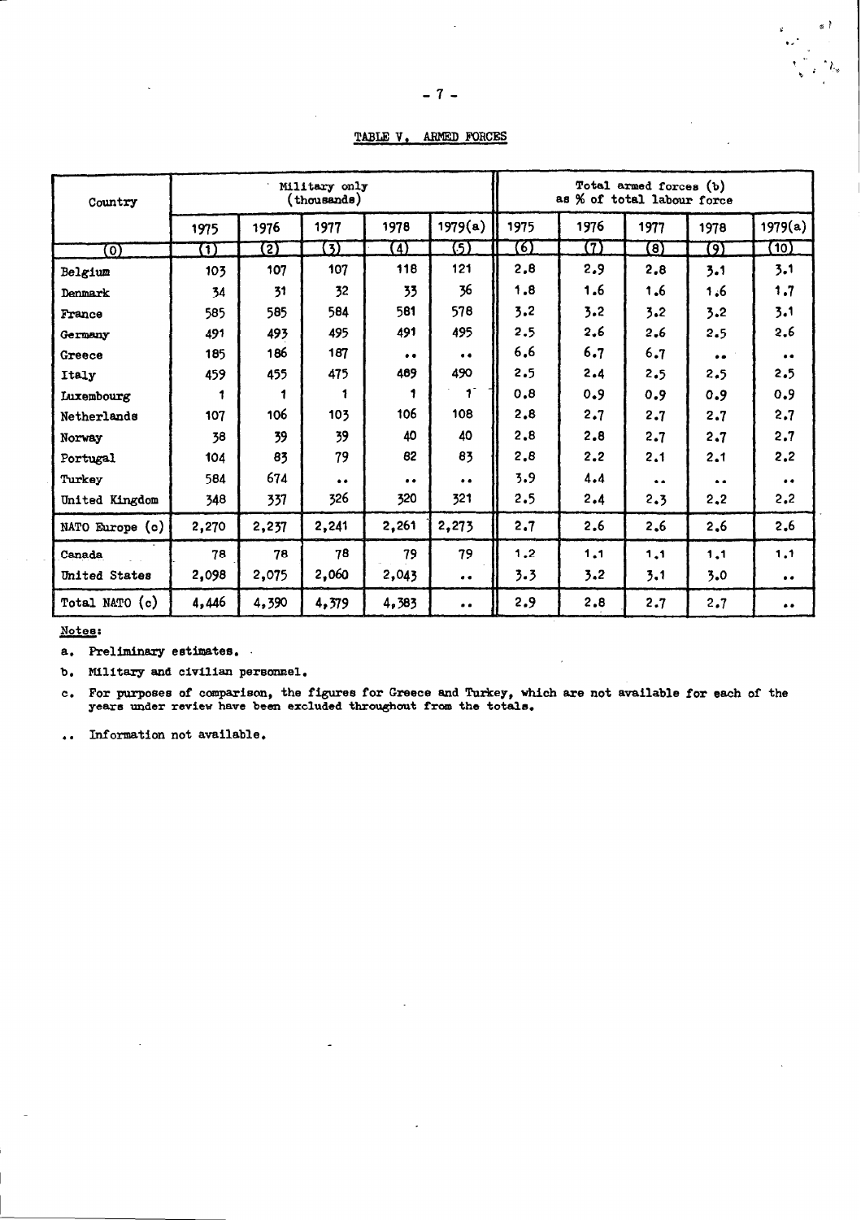TABLE V. ARMED FORCES

| Country | Military only (thousands) | | | | | Total armed forces (b) as % of total labour force | | | | |
|---|---|---|---|---|---|---|---|---|---|---|
| | 1975 | 1976 | 1977 | 1978 | 1979(a) | 1975 | 1976 | 1977 | 1978 | 1979(a) |
| (0) | (1) | (2) | (3) | (4) | (5) | (6) | (7) | (8) | (9) | (10) |
| Belgium | 103 | 107 | 107 | 118 | 121 | 2.8 | 2.9 | 2.8 | 3.1 | 3.1 |
| Denmark | 34 | 31 | 32 | 33 | 36 | 1.8 | 1.6 | 1.6 | 1.6 | 1.7 |
| France | 585 | 585 | 584 | 581 | 578 | 3.2 | 3.2 | 3.2 | 3.2 | 3.1 |
| Germany | 491 | 493 | 495 | 491 | 495 | 2.5 | 2.6 | 2.6 | 2.5 | 2.6 |
| Greece | 185 | 186 | 187 | .. | .. | 6.6 | 6.7 | 6.7 | .. | .. |
| Italy | 459 | 455 | 475 | 489 | 490 | 2.5 | 2.4 | 2.5 | 2.5 | 2.5 |
| Luxembourg | 1 | 1 | 1 | 1 | 1 | 0.8 | 0.9 | 0.9 | 0.9 | 0.9 |
| Netherlands | 107 | 106 | 103 | 106 | 108 | 2.8 | 2.7 | 2.7 | 2.7 | 2.7 |
| Norway | 38 | 39 | 39 | 40 | 40 | 2.8 | 2.8 | 2.7 | 2.7 | 2.7 |
| Portugal | 104 | 83 | 79 | 82 | 83 | 2.8 | 2.2 | 2.1 | 2.1 | 2.2 |
| Turkey | 584 | 674 | .. | .. | .. | 3.9 | 4.4 | .. | .. | .. |
| United Kingdom | 348 | 337 | 326 | 320 | 321 | 2.5 | 2.4 | 2.3 | 2.2 | 2.2 |
| NATO Europe (c) | 2,270 | 2,237 | 2,241 | 2,261 | 2,273 | 2.7 | 2.6 | 2.6 | 2.6 | 2.6 |
| Canada | 78 | 78 | 78 | 79 | 79 | 1.2 | 1.1 | 1.1 | 1.1 | 1.1 |
| United States | 2,098 | 2,075 | 2,060 | 2,043 | .. | 3.3 | 3.2 | 3.1 | 3.0 | .. |
| Total NATO (c) | 4,446 | 4,390 | 4,379 | 4,383 | .. | 2.9 | 2.8 | 2.7 | 2.7 | .. |

Notes:

a. Preliminary estimates.

b. Military and civilian personnel.

c. For purposes of comparison, the figures for Greece and Turkey, which are not available for each of the years under review have been excluded throughout from the totals.

.. Information not available.